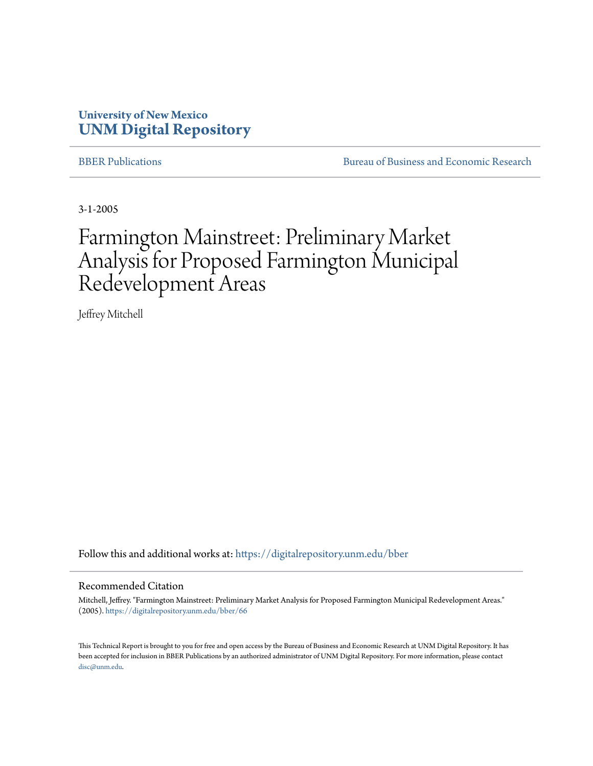University of New Mexico
**UNM Digital Repository**

BBER Publications | Bureau of Business and Economic Research

3-1-2005

# Farmington Mainstreet: Preliminary Market Analysis for Proposed Farmington Municipal Redevelopment Areas

Jeffrey Mitchell

Follow this and additional works at: https://digitalrepository.unm.edu/bber

## Recommended Citation

Mitchell, Jeffrey. "Farmington Mainstreet: Preliminary Market Analysis for Proposed Farmington Municipal Redevelopment Areas." (2005). https://digitalrepository.unm.edu/bber/66

This Technical Report is brought to you for free and open access by the Bureau of Business and Economic Research at UNM Digital Repository. It has been accepted for inclusion in BBER Publications by an authorized administrator of UNM Digital Repository. For more information, please contact disc@unm.edu.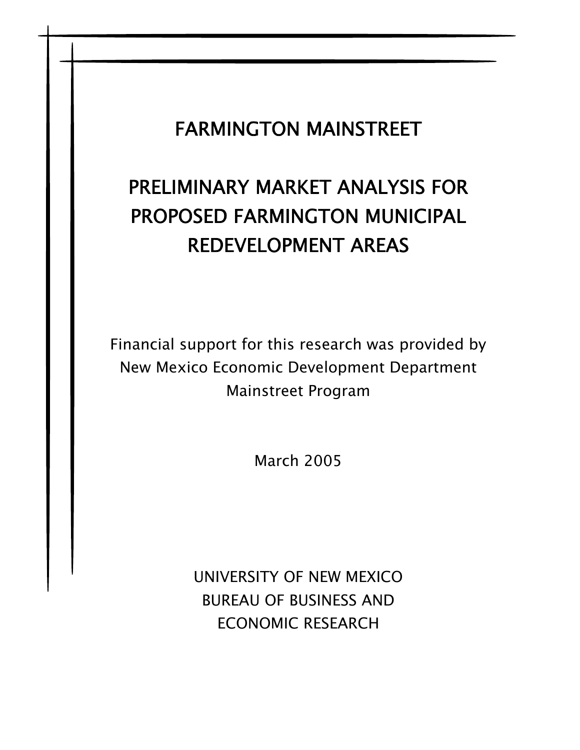# FARMINGTON MAINSTREET

# PRELIMINARY MARKET ANALYSIS FOR PROPOSED FARMINGTON MUNICIPAL REDEVELOPMENT AREAS

Financial support for this research was provided by
New Mexico Economic Development Department
Mainstreet Program

March 2005

UNIVERSITY OF NEW MEXICO
BUREAU OF BUSINESS AND
ECONOMIC RESEARCH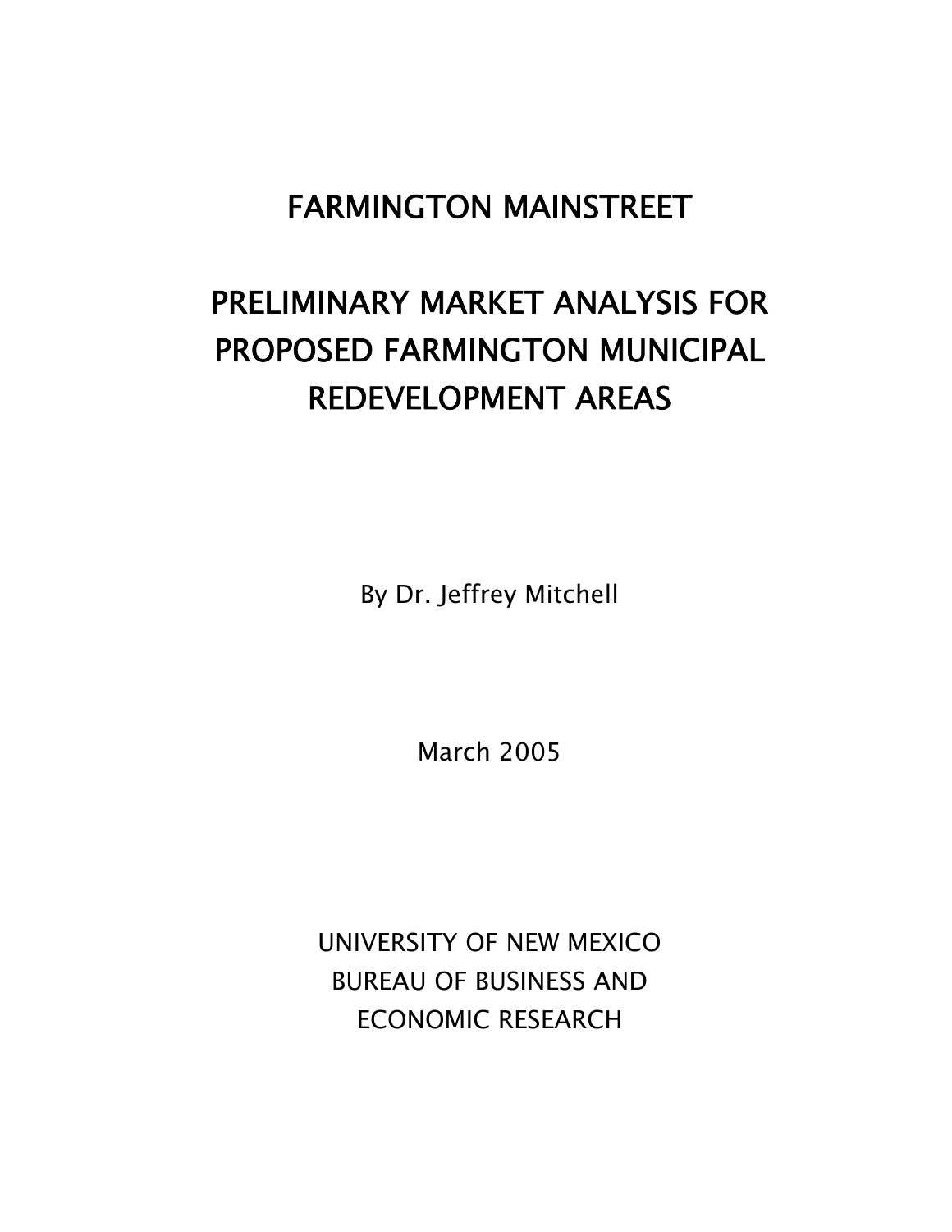# FARMINGTON MAINSTREET

# PRELIMINARY MARKET ANALYSIS FOR PROPOSED FARMINGTON MUNICIPAL REDEVELOPMENT AREAS

By Dr. Jeffrey Mitchell

March 2005

UNIVERSITY OF NEW MEXICO
BUREAU OF BUSINESS AND
ECONOMIC RESEARCH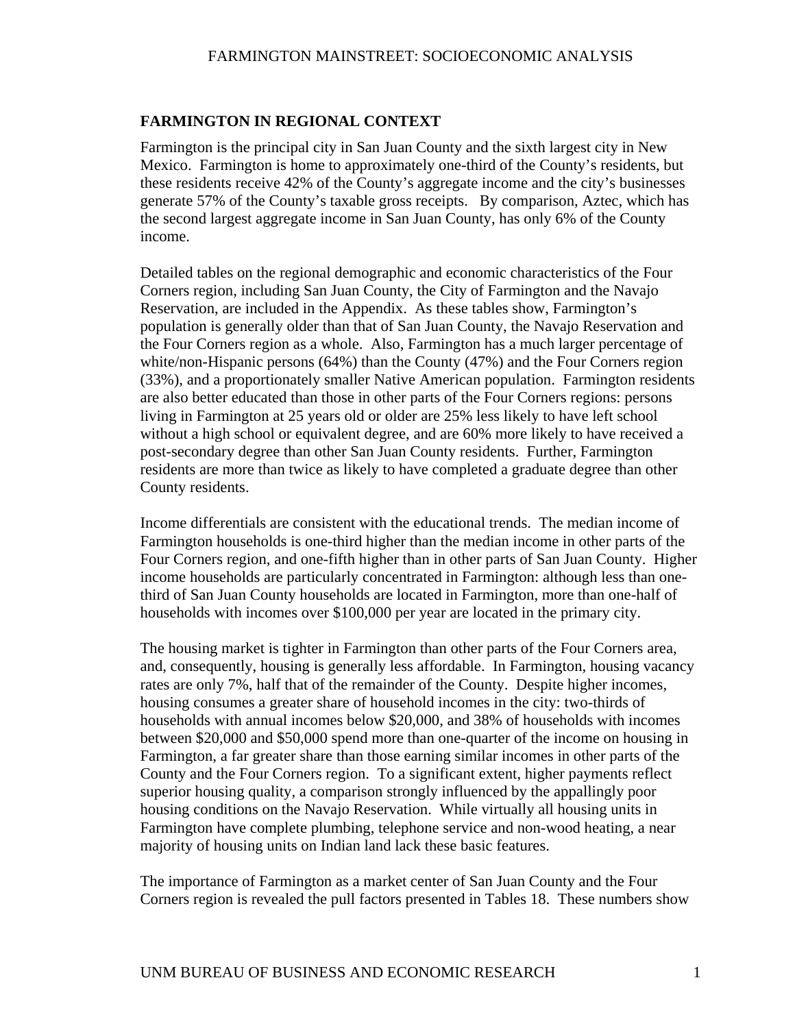## FARMINGTON IN REGIONAL CONTEXT

Farmington is the principal city in San Juan County and the sixth largest city in New Mexico. Farmington is home to approximately one-third of the County's residents, but these residents receive 42% of the County's aggregate income and the city's businesses generate 57% of the County's taxable gross receipts. By comparison, Aztec, which has the second largest aggregate income in San Juan County, has only 6% of the County income.

Detailed tables on the regional demographic and economic characteristics of the Four Corners region, including San Juan County, the City of Farmington and the Navajo Reservation, are included in the Appendix. As these tables show, Farmington's population is generally older than that of San Juan County, the Navajo Reservation and the Four Corners region as a whole. Also, Farmington has a much larger percentage of white/non-Hispanic persons (64%) than the County (47%) and the Four Corners region (33%), and a proportionately smaller Native American population. Farmington residents are also better educated than those in other parts of the Four Corners regions: persons living in Farmington at 25 years old or older are 25% less likely to have left school without a high school or equivalent degree, and are 60% more likely to have received a post-secondary degree than other San Juan County residents. Further, Farmington residents are more than twice as likely to have completed a graduate degree than other County residents.

Income differentials are consistent with the educational trends. The median income of Farmington households is one-third higher than the median income in other parts of the Four Corners region, and one-fifth higher than in other parts of San Juan County. Higher income households are particularly concentrated in Farmington: although less than one-third of San Juan County households are located in Farmington, more than one-half of households with incomes over $100,000 per year are located in the primary city.

The housing market is tighter in Farmington than other parts of the Four Corners area, and, consequently, housing is generally less affordable. In Farmington, housing vacancy rates are only 7%, half that of the remainder of the County. Despite higher incomes, housing consumes a greater share of household incomes in the city: two-thirds of households with annual incomes below $20,000, and 38% of households with incomes between $20,000 and $50,000 spend more than one-quarter of the income on housing in Farmington, a far greater share than those earning similar incomes in other parts of the County and the Four Corners region. To a significant extent, higher payments reflect superior housing quality, a comparison strongly influenced by the appallingly poor housing conditions on the Navajo Reservation. While virtually all housing units in Farmington have complete plumbing, telephone service and non-wood heating, a near majority of housing units on Indian land lack these basic features.

The importance of Farmington as a market center of San Juan County and the Four Corners region is revealed the pull factors presented in Tables 18. These numbers show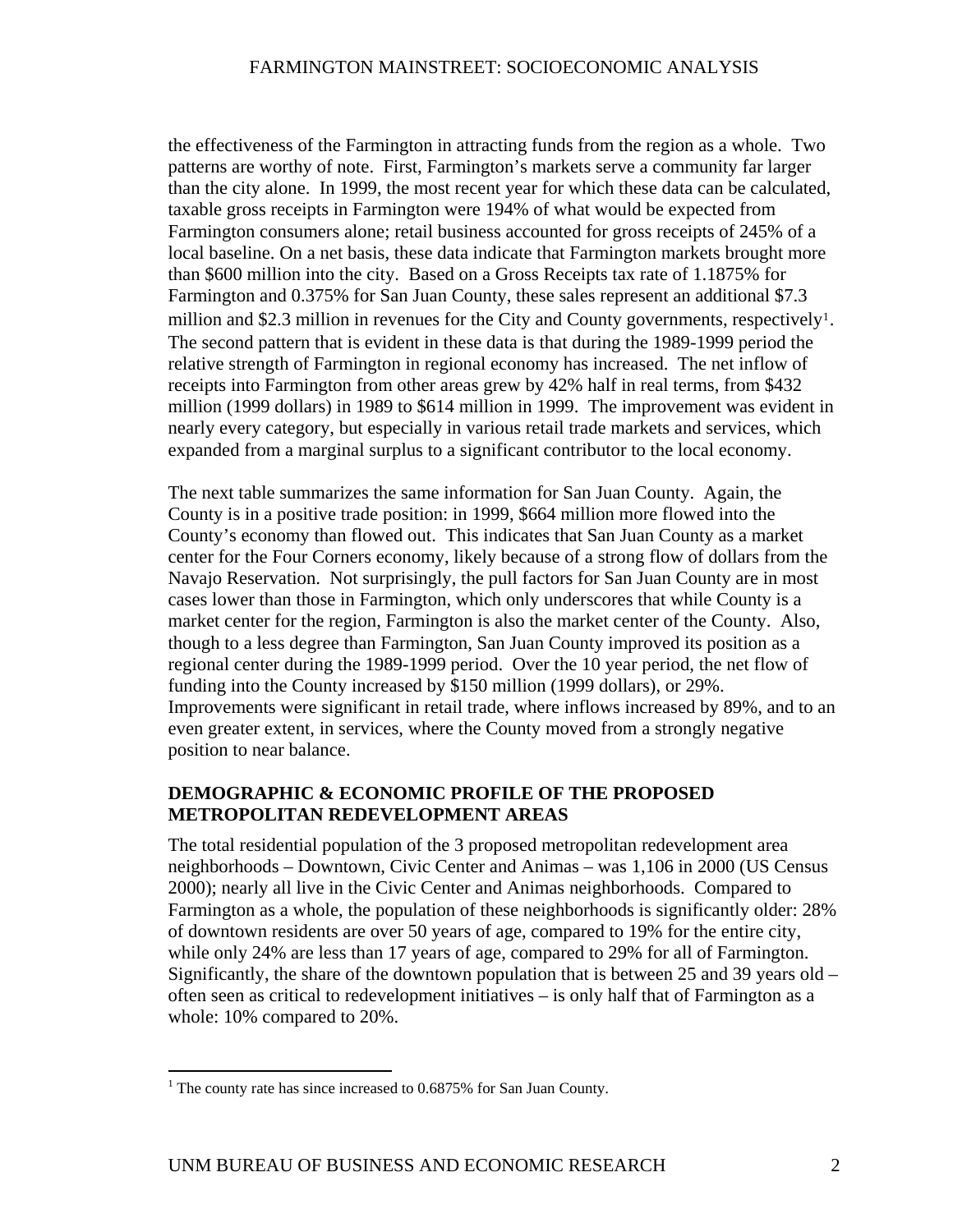the effectiveness of the Farmington in attracting funds from the region as a whole. Two patterns are worthy of note. First, Farmington's markets serve a community far larger than the city alone. In 1999, the most recent year for which these data can be calculated, taxable gross receipts in Farmington were 194% of what would be expected from Farmington consumers alone; retail business accounted for gross receipts of 245% of a local baseline. On a net basis, these data indicate that Farmington markets brought more than $600 million into the city. Based on a Gross Receipts tax rate of 1.1875% for Farmington and 0.375% for San Juan County, these sales represent an additional $7.3 million and $2.3 million in revenues for the City and County governments, respectively[1]. The second pattern that is evident in these data is that during the 1989-1999 period the relative strength of Farmington in regional economy has increased. The net inflow of receipts into Farmington from other areas grew by 42% half in real terms, from $432 million (1999 dollars) in 1989 to $614 million in 1999. The improvement was evident in nearly every category, but especially in various retail trade markets and services, which expanded from a marginal surplus to a significant contributor to the local economy.

The next table summarizes the same information for San Juan County. Again, the County is in a positive trade position: in 1999, $664 million more flowed into the County's economy than flowed out. This indicates that San Juan County as a market center for the Four Corners economy, likely because of a strong flow of dollars from the Navajo Reservation. Not surprisingly, the pull factors for San Juan County are in most cases lower than those in Farmington, which only underscores that while County is a market center for the region, Farmington is also the market center of the County. Also, though to a less degree than Farmington, San Juan County improved its position as a regional center during the 1989-1999 period. Over the 10 year period, the net flow of funding into the County increased by $150 million (1999 dollars), or 29%. Improvements were significant in retail trade, where inflows increased by 89%, and to an even greater extent, in services, where the County moved from a strongly negative position to near balance.

## DEMOGRAPHIC & ECONOMIC PROFILE OF THE PROPOSED METROPOLITAN REDEVELOPMENT AREAS

The total residential population of the 3 proposed metropolitan redevelopment area neighborhoods – Downtown, Civic Center and Animas – was 1,106 in 2000 (US Census 2000); nearly all live in the Civic Center and Animas neighborhoods. Compared to Farmington as a whole, the population of these neighborhoods is significantly older: 28% of downtown residents are over 50 years of age, compared to 19% for the entire city, while only 24% are less than 17 years of age, compared to 29% for all of Farmington. Significantly, the share of the downtown population that is between 25 and 39 years old – often seen as critical to redevelopment initiatives – is only half that of Farmington as a whole: 10% compared to 20%.

---

[1] The county rate has since increased to 0.6875% for San Juan County.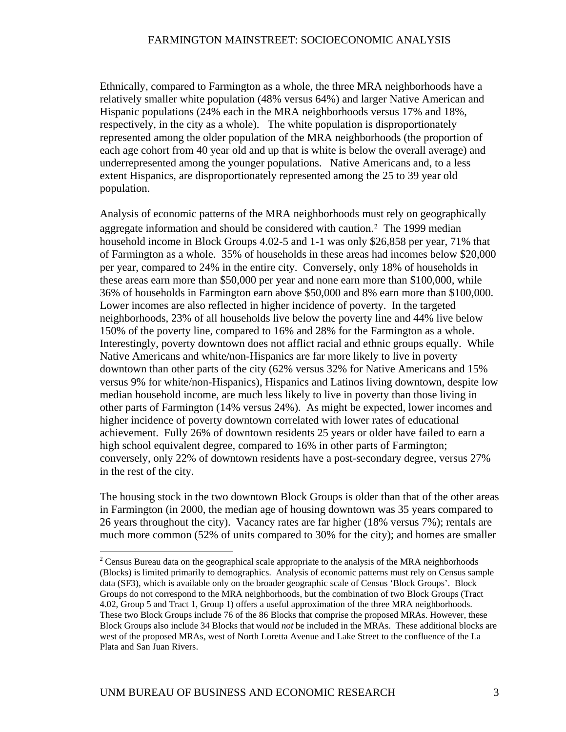Ethnically, compared to Farmington as a whole, the three MRA neighborhoods have a relatively smaller white population (48% versus 64%) and larger Native American and Hispanic populations (24% each in the MRA neighborhoods versus 17% and 18%, respectively, in the city as a whole). The white population is disproportionately represented among the older population of the MRA neighborhoods (the proportion of each age cohort from 40 year old and up that is white is below the overall average) and underrepresented among the younger populations. Native Americans and, to a less extent Hispanics, are disproportionately represented among the 25 to 39 year old population.

Analysis of economic patterns of the MRA neighborhoods must rely on geographically aggregate information and should be considered with caution.[2] The 1999 median household income in Block Groups 4.02-5 and 1-1 was only $26,858 per year, 71% that of Farmington as a whole. 35% of households in these areas had incomes below $20,000 per year, compared to 24% in the entire city. Conversely, only 18% of households in these areas earn more than $50,000 per year and none earn more than $100,000, while 36% of households in Farmington earn above $50,000 and 8% earn more than $100,000. Lower incomes are also reflected in higher incidence of poverty. In the targeted neighborhoods, 23% of all households live below the poverty line and 44% live below 150% of the poverty line, compared to 16% and 28% for the Farmington as a whole. Interestingly, poverty downtown does not afflict racial and ethnic groups equally. While Native Americans and white/non-Hispanics are far more likely to live in poverty downtown than other parts of the city (62% versus 32% for Native Americans and 15% versus 9% for white/non-Hispanics), Hispanics and Latinos living downtown, despite low median household income, are much less likely to live in poverty than those living in other parts of Farmington (14% versus 24%). As might be expected, lower incomes and higher incidence of poverty downtown correlated with lower rates of educational achievement. Fully 26% of downtown residents 25 years or older have failed to earn a high school equivalent degree, compared to 16% in other parts of Farmington; conversely, only 22% of downtown residents have a post-secondary degree, versus 27% in the rest of the city.

The housing stock in the two downtown Block Groups is older than that of the other areas in Farmington (in 2000, the median age of housing downtown was 35 years compared to 26 years throughout the city). Vacancy rates are far higher (18% versus 7%); rentals are much more common (52% of units compared to 30% for the city); and homes are smaller

[2] Census Bureau data on the geographical scale appropriate to the analysis of the MRA neighborhoods (Blocks) is limited primarily to demographics. Analysis of economic patterns must rely on Census sample data (SF3), which is available only on the broader geographic scale of Census 'Block Groups'. Block Groups do not correspond to the MRA neighborhoods, but the combination of two Block Groups (Tract 4.02, Group 5 and Tract 1, Group 1) offers a useful approximation of the three MRA neighborhoods. These two Block Groups include 76 of the 86 Blocks that comprise the proposed MRAs. However, these Block Groups also include 34 Blocks that would *not* be included in the MRAs. These additional blocks are west of the proposed MRAs, west of North Loretta Avenue and Lake Street to the confluence of the La Plata and San Juan Rivers.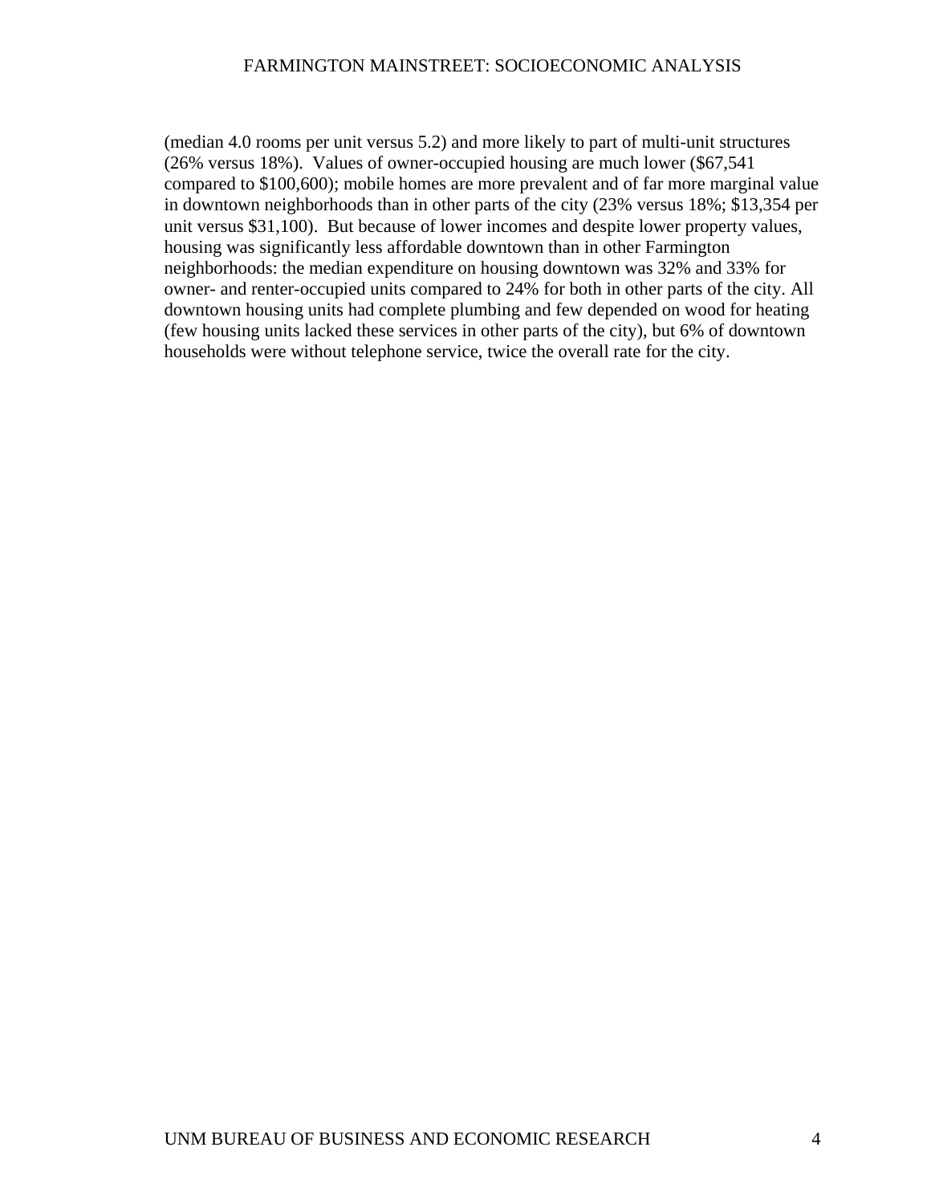(median 4.0 rooms per unit versus 5.2) and more likely to part of multi-unit structures (26% versus 18%). Values of owner-occupied housing are much lower ($67,541 compared to $100,600); mobile homes are more prevalent and of far more marginal value in downtown neighborhoods than in other parts of the city (23% versus 18%; $13,354 per unit versus $31,100). But because of lower incomes and despite lower property values, housing was significantly less affordable downtown than in other Farmington neighborhoods: the median expenditure on housing downtown was 32% and 33% for owner- and renter-occupied units compared to 24% for both in other parts of the city. All downtown housing units had complete plumbing and few depended on wood for heating (few housing units lacked these services in other parts of the city), but 6% of downtown households were without telephone service, twice the overall rate for the city.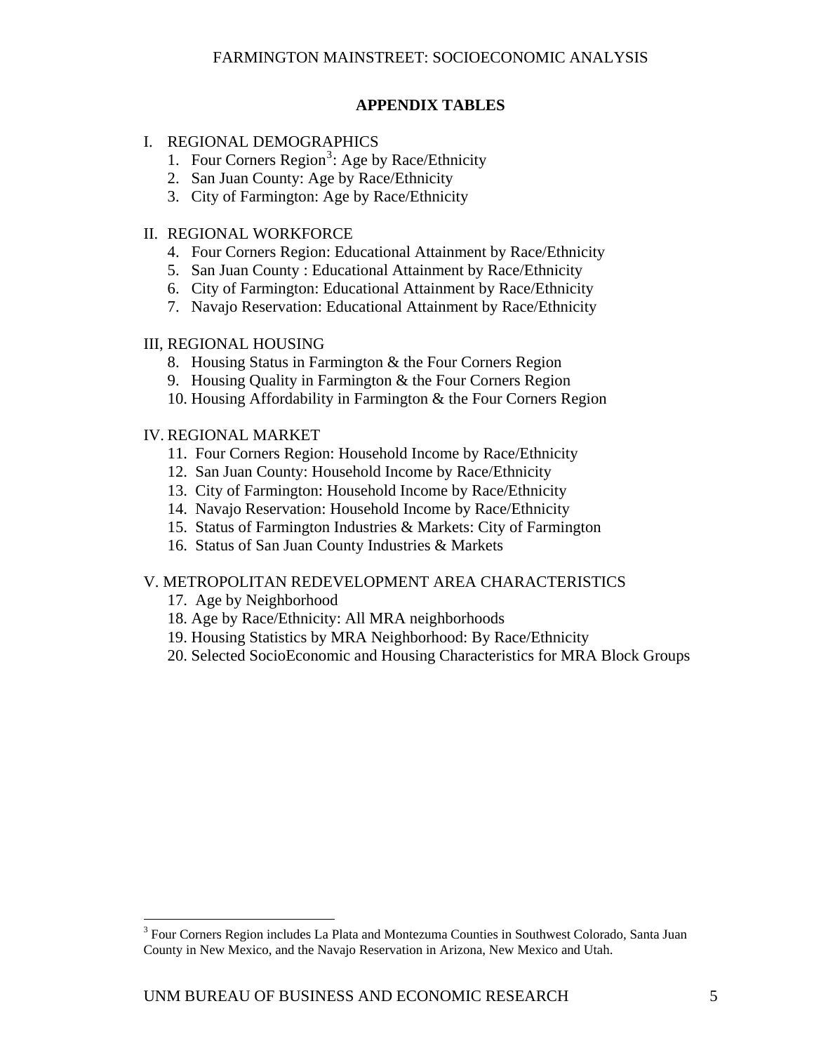## APPENDIX TABLES

I. REGIONAL DEMOGRAPHICS
   1. Four Corners Region[3]: Age by Race/Ethnicity
   2. San Juan County: Age by Race/Ethnicity
   3. City of Farmington: Age by Race/Ethnicity

II. REGIONAL WORKFORCE
   4. Four Corners Region: Educational Attainment by Race/Ethnicity
   5. San Juan County : Educational Attainment by Race/Ethnicity
   6. City of Farmington: Educational Attainment by Race/Ethnicity
   7. Navajo Reservation: Educational Attainment by Race/Ethnicity

III, REGIONAL HOUSING
   8. Housing Status in Farmington & the Four Corners Region
   9. Housing Quality in Farmington & the Four Corners Region
   10. Housing Affordability in Farmington & the Four Corners Region

IV. REGIONAL MARKET
   11. Four Corners Region: Household Income by Race/Ethnicity
   12. San Juan County: Household Income by Race/Ethnicity
   13. City of Farmington: Household Income by Race/Ethnicity
   14. Navajo Reservation: Household Income by Race/Ethnicity
   15. Status of Farmington Industries & Markets: City of Farmington
   16. Status of San Juan County Industries & Markets

V. METROPOLITAN REDEVELOPMENT AREA CHARACTERISTICS
   17. Age by Neighborhood
   18. Age by Race/Ethnicity: All MRA neighborhoods
   19. Housing Statistics by MRA Neighborhood: By Race/Ethnicity
   20. Selected SocioEconomic and Housing Characteristics for MRA Block Groups

[3] Four Corners Region includes La Plata and Montezuma Counties in Southwest Colorado, Santa Juan County in New Mexico, and the Navajo Reservation in Arizona, New Mexico and Utah.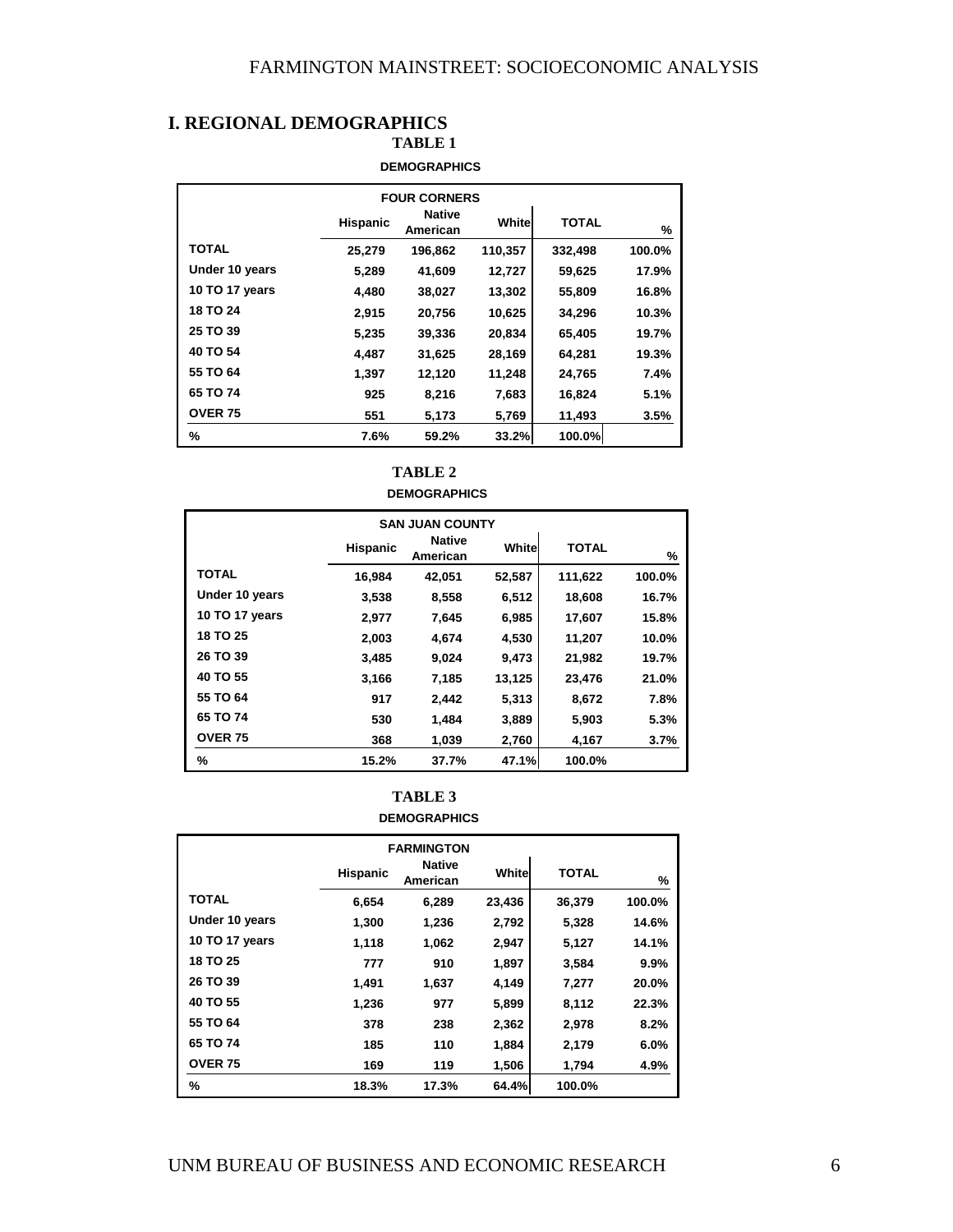# I. REGIONAL DEMOGRAPHICS

**TABLE 1**

**DEMOGRAPHICS**

| FOUR CORNERS | | | | | |
|---|---|---|---|---|---|
| | Hispanic | Native American | White | TOTAL | % |
| TOTAL | 25,279 | 196,862 | 110,357 | 332,498 | 100.0% |
| Under 10 years | 5,289 | 41,609 | 12,727 | 59,625 | 17.9% |
| 10 TO 17 years | 4,480 | 38,027 | 13,302 | 55,809 | 16.8% |
| 18 TO 24 | 2,915 | 20,756 | 10,625 | 34,296 | 10.3% |
| 25 TO 39 | 5,235 | 39,336 | 20,834 | 65,405 | 19.7% |
| 40 TO 54 | 4,487 | 31,625 | 28,169 | 64,281 | 19.3% |
| 55 TO 64 | 1,397 | 12,120 | 11,248 | 24,765 | 7.4% |
| 65 TO 74 | 925 | 8,216 | 7,683 | 16,824 | 5.1% |
| OVER 75 | 551 | 5,173 | 5,769 | 11,493 | 3.5% |
| % | 7.6% | 59.2% | 33.2% | 100.0% | |

**TABLE 2**

**DEMOGRAPHICS**

| SAN JUAN COUNTY | | | | | |
|---|---|---|---|---|---|
| | Hispanic | Native American | White | TOTAL | % |
| TOTAL | 16,984 | 42,051 | 52,587 | 111,622 | 100.0% |
| Under 10 years | 3,538 | 8,558 | 6,512 | 18,608 | 16.7% |
| 10 TO 17 years | 2,977 | 7,645 | 6,985 | 17,607 | 15.8% |
| 18 TO 25 | 2,003 | 4,674 | 4,530 | 11,207 | 10.0% |
| 26 TO 39 | 3,485 | 9,024 | 9,473 | 21,982 | 19.7% |
| 40 TO 55 | 3,166 | 7,185 | 13,125 | 23,476 | 21.0% |
| 55 TO 64 | 917 | 2,442 | 5,313 | 8,672 | 7.8% |
| 65 TO 74 | 530 | 1,484 | 3,889 | 5,903 | 5.3% |
| OVER 75 | 368 | 1,039 | 2,760 | 4,167 | 3.7% |
| % | 15.2% | 37.7% | 47.1% | 100.0% | |

**TABLE 3**

**DEMOGRAPHICS**

| FARMINGTON | | | | | |
|---|---|---|---|---|---|
| | Hispanic | Native American | White | TOTAL | % |
| TOTAL | 6,654 | 6,289 | 23,436 | 36,379 | 100.0% |
| Under 10 years | 1,300 | 1,236 | 2,792 | 5,328 | 14.6% |
| 10 TO 17 years | 1,118 | 1,062 | 2,947 | 5,127 | 14.1% |
| 18 TO 25 | 777 | 910 | 1,897 | 3,584 | 9.9% |
| 26 TO 39 | 1,491 | 1,637 | 4,149 | 7,277 | 20.0% |
| 40 TO 55 | 1,236 | 977 | 5,899 | 8,112 | 22.3% |
| 55 TO 64 | 378 | 238 | 2,362 | 2,978 | 8.2% |
| 65 TO 74 | 185 | 110 | 1,884 | 2,179 | 6.0% |
| OVER 75 | 169 | 119 | 1,506 | 1,794 | 4.9% |
| % | 18.3% | 17.3% | 64.4% | 100.0% | |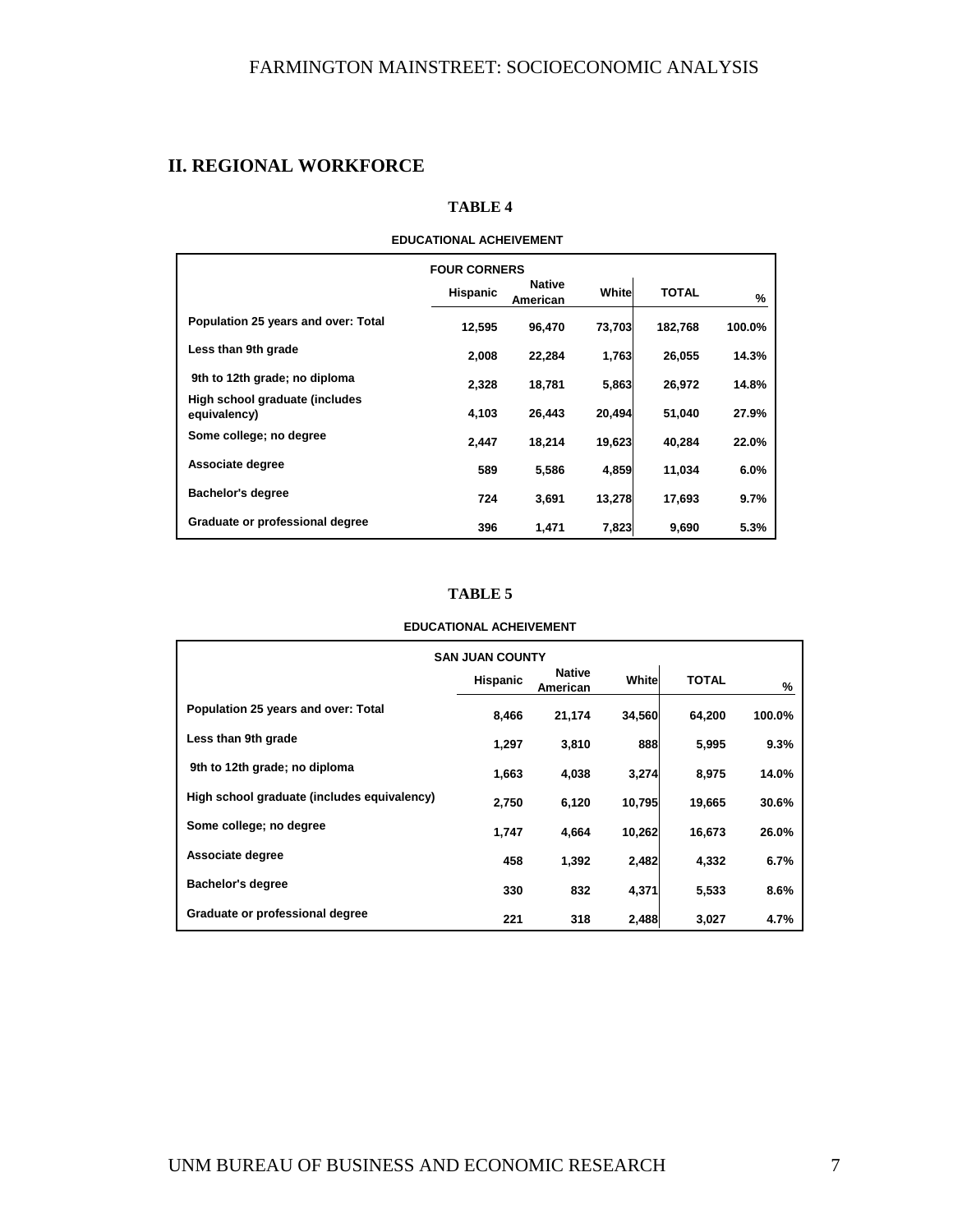## II. REGIONAL WORKFORCE

**TABLE 4**

**EDUCATIONAL ACHEIVEMENT**

| | FOUR CORNERS | | | | |
|---|---|---|---|---|---|
| | Hispanic | Native American | White | TOTAL | % |
| Population 25 years and over: Total | 12,595 | 96,470 | 73,703 | 182,768 | 100.0% |
| Less than 9th grade | 2,008 | 22,284 | 1,763 | 26,055 | 14.3% |
| 9th to 12th grade; no diploma | 2,328 | 18,781 | 5,863 | 26,972 | 14.8% |
| High school graduate (includes equivalency) | 4,103 | 26,443 | 20,494 | 51,040 | 27.9% |
| Some college; no degree | 2,447 | 18,214 | 19,623 | 40,284 | 22.0% |
| Associate degree | 589 | 5,586 | 4,859 | 11,034 | 6.0% |
| Bachelor's degree | 724 | 3,691 | 13,278 | 17,693 | 9.7% |
| Graduate or professional degree | 396 | 1,471 | 7,823 | 9,690 | 5.3% |

**TABLE 5**

**EDUCATIONAL ACHEIVEMENT**

| | SAN JUAN COUNTY | | | | |
|---|---|---|---|---|---|
| | Hispanic | Native American | White | TOTAL | % |
| Population 25 years and over: Total | 8,466 | 21,174 | 34,560 | 64,200 | 100.0% |
| Less than 9th grade | 1,297 | 3,810 | 888 | 5,995 | 9.3% |
| 9th to 12th grade; no diploma | 1,663 | 4,038 | 3,274 | 8,975 | 14.0% |
| High school graduate (includes equivalency) | 2,750 | 6,120 | 10,795 | 19,665 | 30.6% |
| Some college; no degree | 1,747 | 4,664 | 10,262 | 16,673 | 26.0% |
| Associate degree | 458 | 1,392 | 2,482 | 4,332 | 6.7% |
| Bachelor's degree | 330 | 832 | 4,371 | 5,533 | 8.6% |
| Graduate or professional degree | 221 | 318 | 2,488 | 3,027 | 4.7% |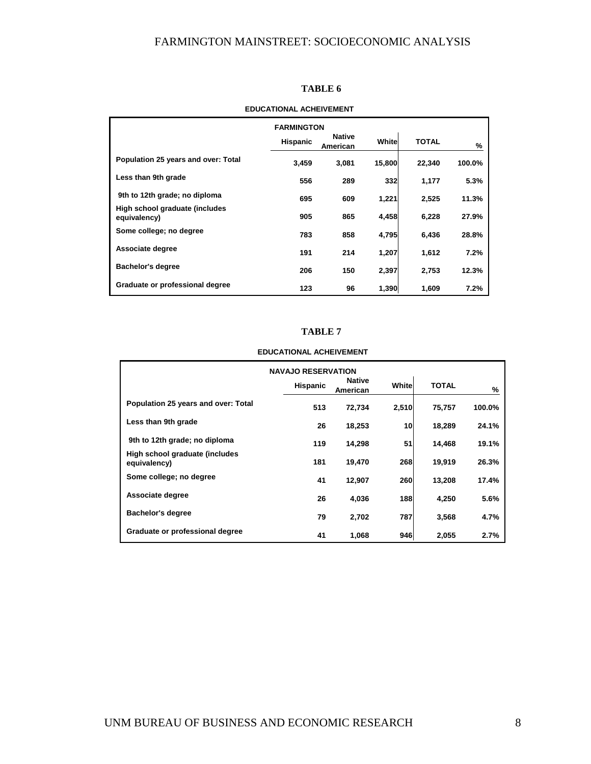**TABLE 6**

**EDUCATIONAL ACHEIVEMENT**

| | FARMINGTON | | | | |
|---|---|---|---|---|---|
| | Hispanic | Native American | White | TOTAL | % |
| Population 25 years and over: Total | 3,459 | 3,081 | 15,800 | 22,340 | 100.0% |
| Less than 9th grade | 556 | 289 | 332 | 1,177 | 5.3% |
| 9th to 12th grade; no diploma | 695 | 609 | 1,221 | 2,525 | 11.3% |
| High school graduate (includes equivalency) | 905 | 865 | 4,458 | 6,228 | 27.9% |
| Some college; no degree | 783 | 858 | 4,795 | 6,436 | 28.8% |
| Associate degree | 191 | 214 | 1,207 | 1,612 | 7.2% |
| Bachelor's degree | 206 | 150 | 2,397 | 2,753 | 12.3% |
| Graduate or professional degree | 123 | 96 | 1,390 | 1,609 | 7.2% |

**TABLE 7**

**EDUCATIONAL ACHEIVEMENT**

| | NAVAJO RESERVATION | | | | |
|---|---|---|---|---|---|
| | Hispanic | Native American | White | TOTAL | % |
| Population 25 years and over: Total | 513 | 72,734 | 2,510 | 75,757 | 100.0% |
| Less than 9th grade | 26 | 18,253 | 10 | 18,289 | 24.1% |
| 9th to 12th grade; no diploma | 119 | 14,298 | 51 | 14,468 | 19.1% |
| High school graduate (includes equivalency) | 181 | 19,470 | 268 | 19,919 | 26.3% |
| Some college; no degree | 41 | 12,907 | 260 | 13,208 | 17.4% |
| Associate degree | 26 | 4,036 | 188 | 4,250 | 5.6% |
| Bachelor's degree | 79 | 2,702 | 787 | 3,568 | 4.7% |
| Graduate or professional degree | 41 | 1,068 | 946 | 2,055 | 2.7% |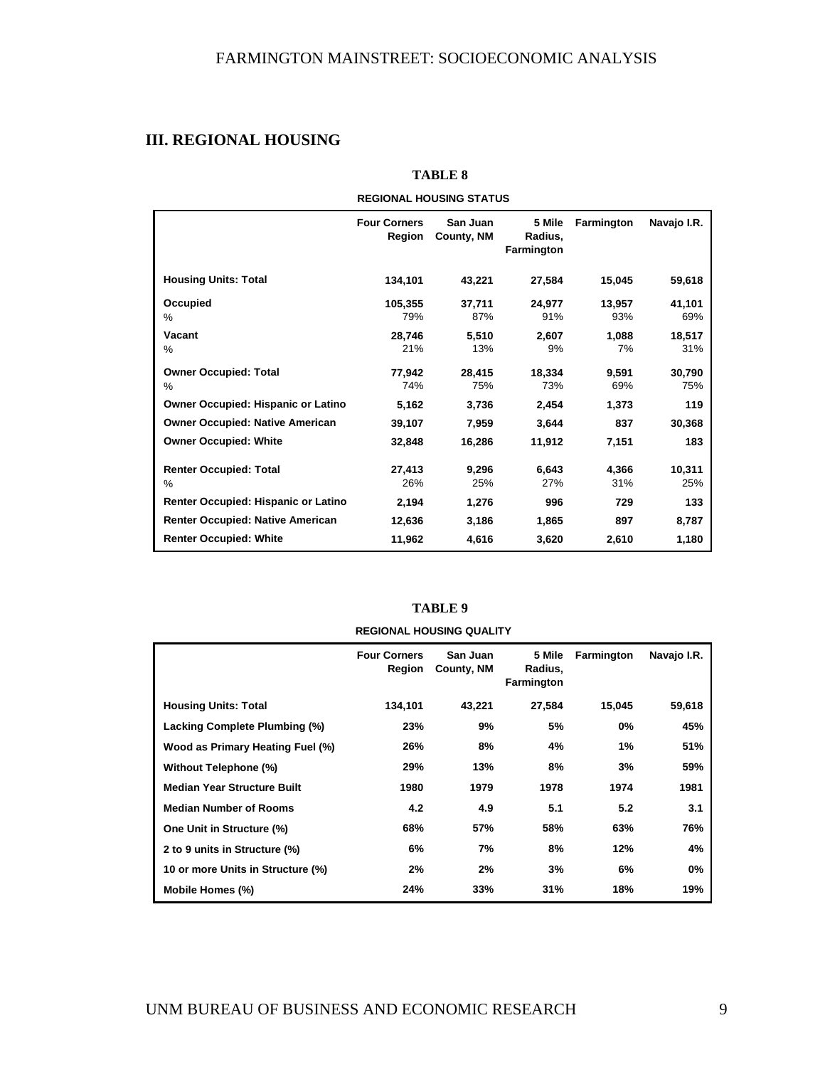## III. REGIONAL HOUSING

**TABLE 8**

**REGIONAL HOUSING STATUS**

| | Four Corners Region | San Juan County, NM | 5 Mile Radius, Farmington | Farmington | Navajo I.R. |
|---|---|---|---|---|---|
| **Housing Units: Total** | **134,101** | **43,221** | **27,584** | **15,045** | **59,618** |
| **Occupied** | **105,355** | **37,711** | **24,977** | **13,957** | **41,101** |
| % | 79% | 87% | 91% | 93% | 69% |
| **Vacant** | **28,746** | **5,510** | **2,607** | **1,088** | **18,517** |
| % | 21% | 13% | 9% | 7% | 31% |
| **Owner Occupied: Total** | **77,942** | **28,415** | **18,334** | **9,591** | **30,790** |
| % | 74% | 75% | 73% | 69% | 75% |
| **Owner Occupied: Hispanic or Latino** | **5,162** | **3,736** | **2,454** | **1,373** | **119** |
| **Owner Occupied: Native American** | **39,107** | **7,959** | **3,644** | **837** | **30,368** |
| **Owner Occupied: White** | **32,848** | **16,286** | **11,912** | **7,151** | **183** |
| **Renter Occupied: Total** | **27,413** | **9,296** | **6,643** | **4,366** | **10,311** |
| % | 26% | 25% | 27% | 31% | 25% |
| **Renter Occupied: Hispanic or Latino** | **2,194** | **1,276** | **996** | **729** | **133** |
| **Renter Occupied: Native American** | **12,636** | **3,186** | **1,865** | **897** | **8,787** |
| **Renter Occupied: White** | **11,962** | **4,616** | **3,620** | **2,610** | **1,180** |

**TABLE 9**

**REGIONAL HOUSING QUALITY**

| | Four Corners Region | San Juan County, NM | 5 Mile Radius, Farmington | Farmington | Navajo I.R. |
|---|---|---|---|---|---|
| **Housing Units: Total** | **134,101** | **43,221** | **27,584** | **15,045** | **59,618** |
| **Lacking Complete Plumbing (%)** | **23%** | **9%** | **5%** | **0%** | **45%** |
| **Wood as Primary Heating Fuel (%)** | **26%** | **8%** | **4%** | **1%** | **51%** |
| **Without Telephone (%)** | **29%** | **13%** | **8%** | **3%** | **59%** |
| **Median Year Structure Built** | **1980** | **1979** | **1978** | **1974** | **1981** |
| **Median Number of Rooms** | **4.2** | **4.9** | **5.1** | **5.2** | **3.1** |
| **One Unit in Structure (%)** | **68%** | **57%** | **58%** | **63%** | **76%** |
| **2 to 9 units in Structure (%)** | **6%** | **7%** | **8%** | **12%** | **4%** |
| **10 or more Units in Structure (%)** | **2%** | **2%** | **3%** | **6%** | **0%** |
| **Mobile Homes (%)** | **24%** | **33%** | **31%** | **18%** | **19%** |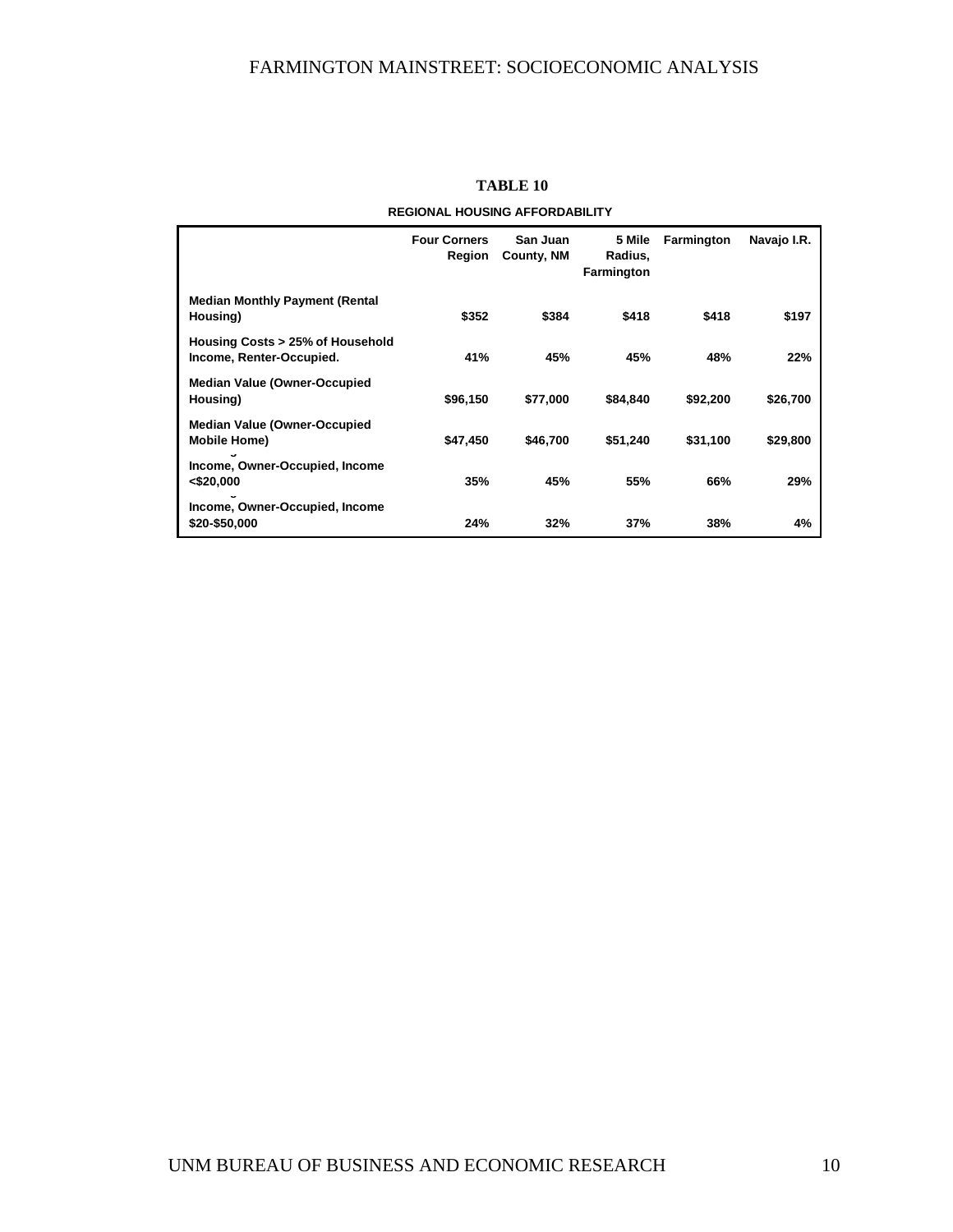**TABLE 10**

**REGIONAL HOUSING AFFORDABILITY**

| | Four Corners Region | San Juan County, NM | 5 Mile Radius, Farmington | Farmington | Navajo I.R. |
|---|---|---|---|---|---|
| Median Monthly Payment (Rental Housing) | $352 | $384 | $418 | $418 | $197 |
| Housing Costs > 25% of Household Income, Renter-Occupied. | 41% | 45% | 45% | 48% | 22% |
| Median Value (Owner-Occupied Housing) | $96,150 | $77,000 | $84,840 | $92,200 | $26,700 |
| Median Value (Owner-Occupied Mobile Home) | $47,450 | $46,700 | $51,240 | $31,100 | $29,800 |
| Income, Owner-Occupied, Income <$20,000 | 35% | 45% | 55% | 66% | 29% |
| Income, Owner-Occupied, Income $20-$50,000 | 24% | 32% | 37% | 38% | 4% |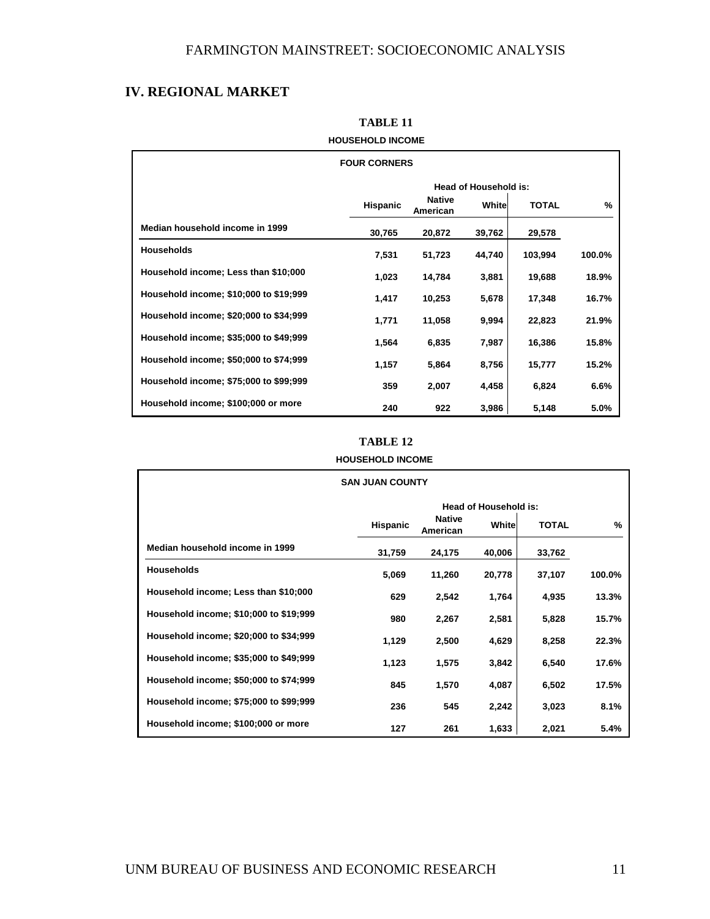## IV. REGIONAL MARKET

**TABLE 11**

**HOUSEHOLD INCOME**

| FOUR CORNERS | Head of Household is: | | | | |
|---|---|---|---|---|---|
| | Hispanic | Native American | White | TOTAL | % |
| Median household income in 1999 | 30,765 | 20,872 | 39,762 | 29,578 | |
| Households | 7,531 | 51,723 | 44,740 | 103,994 | 100.0% |
| Household income; Less than $10;000 | 1,023 | 14,784 | 3,881 | 19,688 | 18.9% |
| Household income; $10;000 to $19;999 | 1,417 | 10,253 | 5,678 | 17,348 | 16.7% |
| Household income; $20;000 to $34;999 | 1,771 | 11,058 | 9,994 | 22,823 | 21.9% |
| Household income; $35;000 to $49;999 | 1,564 | 6,835 | 7,987 | 16,386 | 15.8% |
| Household income; $50;000 to $74;999 | 1,157 | 5,864 | 8,756 | 15,777 | 15.2% |
| Household income; $75;000 to $99;999 | 359 | 2,007 | 4,458 | 6,824 | 6.6% |
| Household income; $100;000 or more | 240 | 922 | 3,986 | 5,148 | 5.0% |

**TABLE 12**

**HOUSEHOLD INCOME**

| SAN JUAN COUNTY | Head of Household is: | | | | |
|---|---|---|---|---|---|
| | Hispanic | Native American | White | TOTAL | % |
| Median household income in 1999 | 31,759 | 24,175 | 40,006 | 33,762 | |
| Households | 5,069 | 11,260 | 20,778 | 37,107 | 100.0% |
| Household income; Less than $10;000 | 629 | 2,542 | 1,764 | 4,935 | 13.3% |
| Household income; $10;000 to $19;999 | 980 | 2,267 | 2,581 | 5,828 | 15.7% |
| Household income; $20;000 to $34;999 | 1,129 | 2,500 | 4,629 | 8,258 | 22.3% |
| Household income; $35;000 to $49;999 | 1,123 | 1,575 | 3,842 | 6,540 | 17.6% |
| Household income; $50;000 to $74;999 | 845 | 1,570 | 4,087 | 6,502 | 17.5% |
| Household income; $75;000 to $99;999 | 236 | 545 | 2,242 | 3,023 | 8.1% |
| Household income; $100;000 or more | 127 | 261 | 1,633 | 2,021 | 5.4% |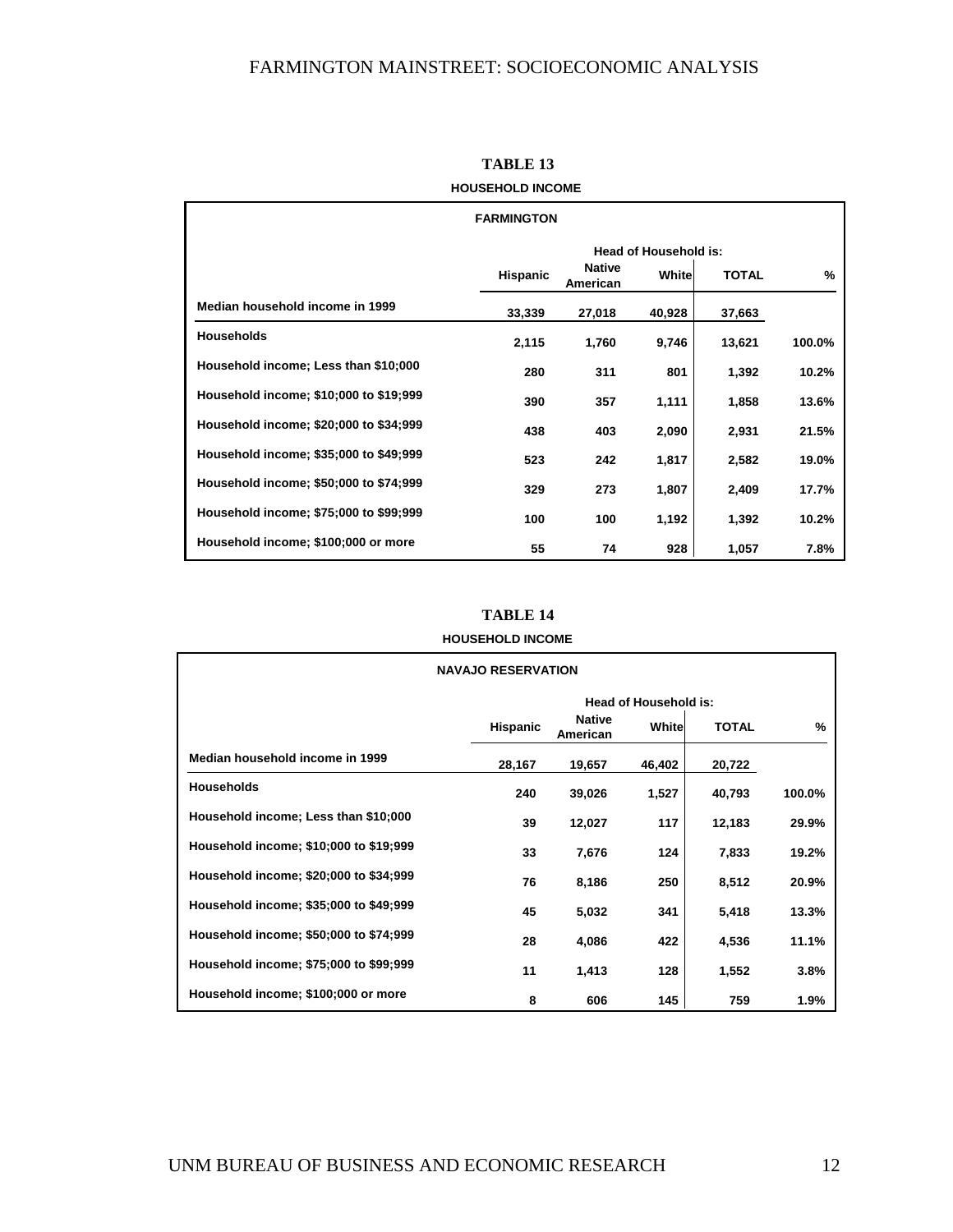## TABLE 13

**HOUSEHOLD INCOME**

| FARMINGTON | Head of Household is: | | | | |
|---|---|---|---|---|---|
| | Hispanic | Native American | White | TOTAL | % |
| Median household income in 1999 | 33,339 | 27,018 | 40,928 | 37,663 | |
| Households | 2,115 | 1,760 | 9,746 | 13,621 | 100.0% |
| Household income; Less than $10;000 | 280 | 311 | 801 | 1,392 | 10.2% |
| Household income; $10;000 to $19;999 | 390 | 357 | 1,111 | 1,858 | 13.6% |
| Household income; $20;000 to $34;999 | 438 | 403 | 2,090 | 2,931 | 21.5% |
| Household income; $35;000 to $49;999 | 523 | 242 | 1,817 | 2,582 | 19.0% |
| Household income; $50;000 to $74;999 | 329 | 273 | 1,807 | 2,409 | 17.7% |
| Household income; $75;000 to $99;999 | 100 | 100 | 1,192 | 1,392 | 10.2% |
| Household income; $100;000 or more | 55 | 74 | 928 | 1,057 | 7.8% |

## TABLE 14

**HOUSEHOLD INCOME**

| NAVAJO RESERVATION | Head of Household is: | | | | |
|---|---|---|---|---|---|
| | Hispanic | Native American | White | TOTAL | % |
| Median household income in 1999 | 28,167 | 19,657 | 46,402 | 20,722 | |
| Households | 240 | 39,026 | 1,527 | 40,793 | 100.0% |
| Household income; Less than $10;000 | 39 | 12,027 | 117 | 12,183 | 29.9% |
| Household income; $10;000 to $19;999 | 33 | 7,676 | 124 | 7,833 | 19.2% |
| Household income; $20;000 to $34;999 | 76 | 8,186 | 250 | 8,512 | 20.9% |
| Household income; $35;000 to $49;999 | 45 | 5,032 | 341 | 5,418 | 13.3% |
| Household income; $50;000 to $74;999 | 28 | 4,086 | 422 | 4,536 | 11.1% |
| Household income; $75;000 to $99;999 | 11 | 1,413 | 128 | 1,552 | 3.8% |
| Household income; $100;000 or more | 8 | 606 | 145 | 759 | 1.9% |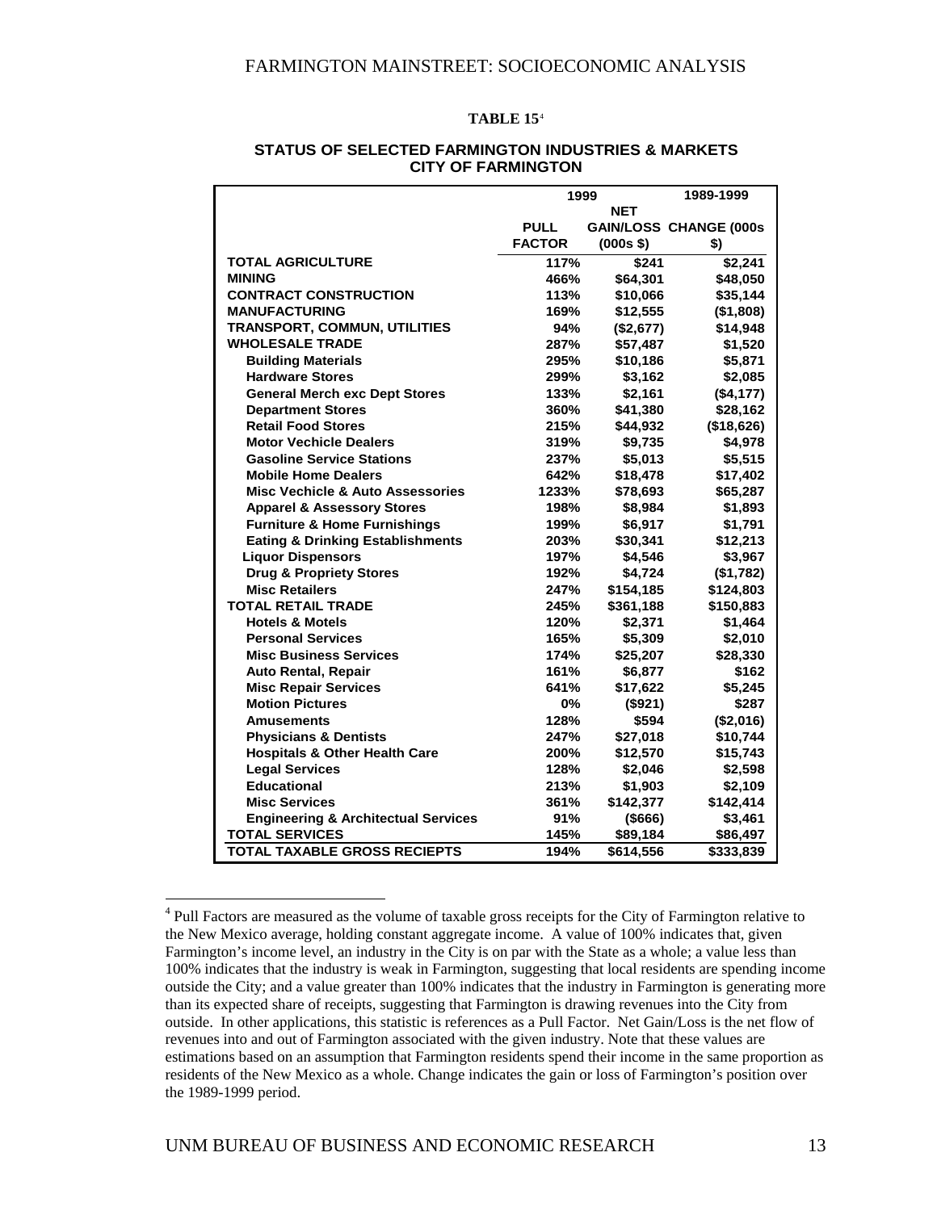**TABLE 15**[4]

**STATUS OF SELECTED FARMINGTON INDUSTRIES & MARKETS**
**CITY OF FARMINGTON**

| | 1999 | | 1989-1999 |
|---|---|---|---|
| | PULL FACTOR | NET GAIN/LOSS (000s $) | CHANGE (000s $) |
| **TOTAL AGRICULTURE** | 117% | $241 | $2,241 |
| **MINING** | 466% | $64,301 | $48,050 |
| **CONTRACT CONSTRUCTION** | 113% | $10,066 | $35,144 |
| **MANUFACTURING** | 169% | $12,555 | ($1,808) |
| **TRANSPORT, COMMUN, UTILITIES** | 94% | ($2,677) | $14,948 |
| **WHOLESALE TRADE** | 287% | $57,487 | $1,520 |
| Building Materials | 295% | $10,186 | $5,871 |
| Hardware Stores | 299% | $3,162 | $2,085 |
| General Merch exc Dept Stores | 133% | $2,161 | ($4,177) |
| Department Stores | 360% | $41,380 | $28,162 |
| Retail Food Stores | 215% | $44,932 | ($18,626) |
| Motor Vechicle Dealers | 319% | $9,735 | $4,978 |
| Gasoline Service Stations | 237% | $5,013 | $5,515 |
| Mobile Home Dealers | 642% | $18,478 | $17,402 |
| Misc Vechicle & Auto Assessories | 1233% | $78,693 | $65,287 |
| Apparel & Assessory Stores | 198% | $8,984 | $1,893 |
| Furniture & Home Furnishings | 199% | $6,917 | $1,791 |
| Eating & Drinking Establishments | 203% | $30,341 | $12,213 |
| Liquor Dispensors | 197% | $4,546 | $3,967 |
| Drug & Propriety Stores | 192% | $4,724 | ($1,782) |
| Misc Retailers | 247% | $154,185 | $124,803 |
| **TOTAL RETAIL TRADE** | 245% | $361,188 | $150,883 |
| Hotels & Motels | 120% | $2,371 | $1,464 |
| Personal Services | 165% | $5,309 | $2,010 |
| Misc Business Services | 174% | $25,207 | $28,330 |
| Auto Rental, Repair | 161% | $6,877 | $162 |
| Misc Repair Services | 641% | $17,622 | $5,245 |
| Motion Pictures | 0% | ($921) | $287 |
| Amusements | 128% | $594 | ($2,016) |
| Physicians & Dentists | 247% | $27,018 | $10,744 |
| Hospitals & Other Health Care | 200% | $12,570 | $15,743 |
| Legal Services | 128% | $2,046 | $2,598 |
| Educational | 213% | $1,903 | $2,109 |
| Misc Services | 361% | $142,377 | $142,414 |
| Engineering & Architectual Services | 91% | ($666) | $3,461 |
| **TOTAL SERVICES** | 145% | $89,184 | $86,497 |
| **TOTAL TAXABLE GROSS RECIEPTS** | 194% | $614,556 | $333,839 |

[4] Pull Factors are measured as the volume of taxable gross receipts for the City of Farmington relative to the New Mexico average, holding constant aggregate income. A value of 100% indicates that, given Farmington's income level, an industry in the City is on par with the State as a whole; a value less than 100% indicates that the industry is weak in Farmington, suggesting that local residents are spending income outside the City; and a value greater than 100% indicates that the industry in Farmington is generating more than its expected share of receipts, suggesting that Farmington is drawing revenues into the City from outside. In other applications, this statistic is references as a Pull Factor. Net Gain/Loss is the net flow of revenues into and out of Farmington associated with the given industry. Note that these values are estimations based on an assumption that Farmington residents spend their income in the same proportion as residents of the New Mexico as a whole. Change indicates the gain or loss of Farmington's position over the 1989-1999 period.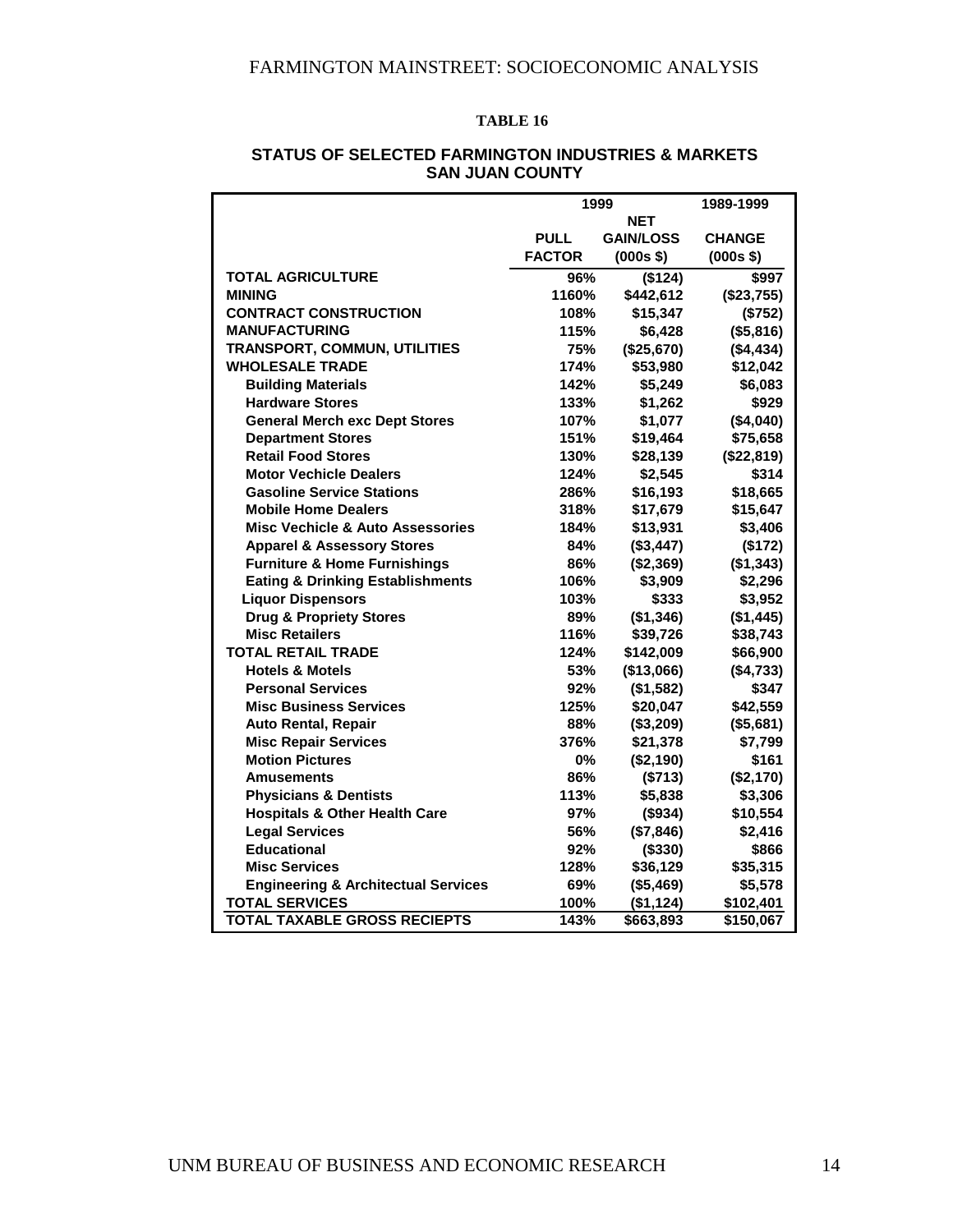**TABLE 16**

**STATUS OF SELECTED FARMINGTON INDUSTRIES & MARKETS SAN JUAN COUNTY**

| | 1999 | | 1989-1999 |
|---|---|---|---|
| | | NET | |
| | PULL | GAIN/LOSS | CHANGE |
| | FACTOR | (000s $) | (000s $) |
| **TOTAL AGRICULTURE** | 96% | ($124) | $997 |
| **MINING** | 1160% | $442,612 | ($23,755) |
| **CONTRACT CONSTRUCTION** | 108% | $15,347 | ($752) |
| **MANUFACTURING** | 115% | $6,428 | ($5,816) |
| **TRANSPORT, COMMUN, UTILITIES** | 75% | ($25,670) | ($4,434) |
| **WHOLESALE TRADE** | 174% | $53,980 | $12,042 |
| Building Materials | 142% | $5,249 | $6,083 |
| Hardware Stores | 133% | $1,262 | $929 |
| General Merch exc Dept Stores | 107% | $1,077 | ($4,040) |
| Department Stores | 151% | $19,464 | $75,658 |
| Retail Food Stores | 130% | $28,139 | ($22,819) |
| Motor Vechicle Dealers | 124% | $2,545 | $314 |
| Gasoline Service Stations | 286% | $16,193 | $18,665 |
| Mobile Home Dealers | 318% | $17,679 | $15,647 |
| Misc Vechicle & Auto Assessories | 184% | $13,931 | $3,406 |
| Apparel & Assessory Stores | 84% | ($3,447) | ($172) |
| Furniture & Home Furnishings | 86% | ($2,369) | ($1,343) |
| Eating & Drinking Establishments | 106% | $3,909 | $2,296 |
| Liquor Dispensors | 103% | $333 | $3,952 |
| Drug & Propriety Stores | 89% | ($1,346) | ($1,445) |
| Misc Retailers | 116% | $39,726 | $38,743 |
| **TOTAL RETAIL TRADE** | 124% | $142,009 | $66,900 |
| Hotels & Motels | 53% | ($13,066) | ($4,733) |
| Personal Services | 92% | ($1,582) | $347 |
| Misc Business Services | 125% | $20,047 | $42,559 |
| Auto Rental, Repair | 88% | ($3,209) | ($5,681) |
| Misc Repair Services | 376% | $21,378 | $7,799 |
| Motion Pictures | 0% | ($2,190) | $161 |
| Amusements | 86% | ($713) | ($2,170) |
| Physicians & Dentists | 113% | $5,838 | $3,306 |
| Hospitals & Other Health Care | 97% | ($934) | $10,554 |
| Legal Services | 56% | ($7,846) | $2,416 |
| Educational | 92% | ($330) | $866 |
| Misc Services | 128% | $36,129 | $35,315 |
| Engineering & Architectual Services | 69% | ($5,469) | $5,578 |
| **TOTAL SERVICES** | 100% | ($1,124) | $102,401 |
| **TOTAL TAXABLE GROSS RECIEPTS** | 143% | $663,893 | $150,067 |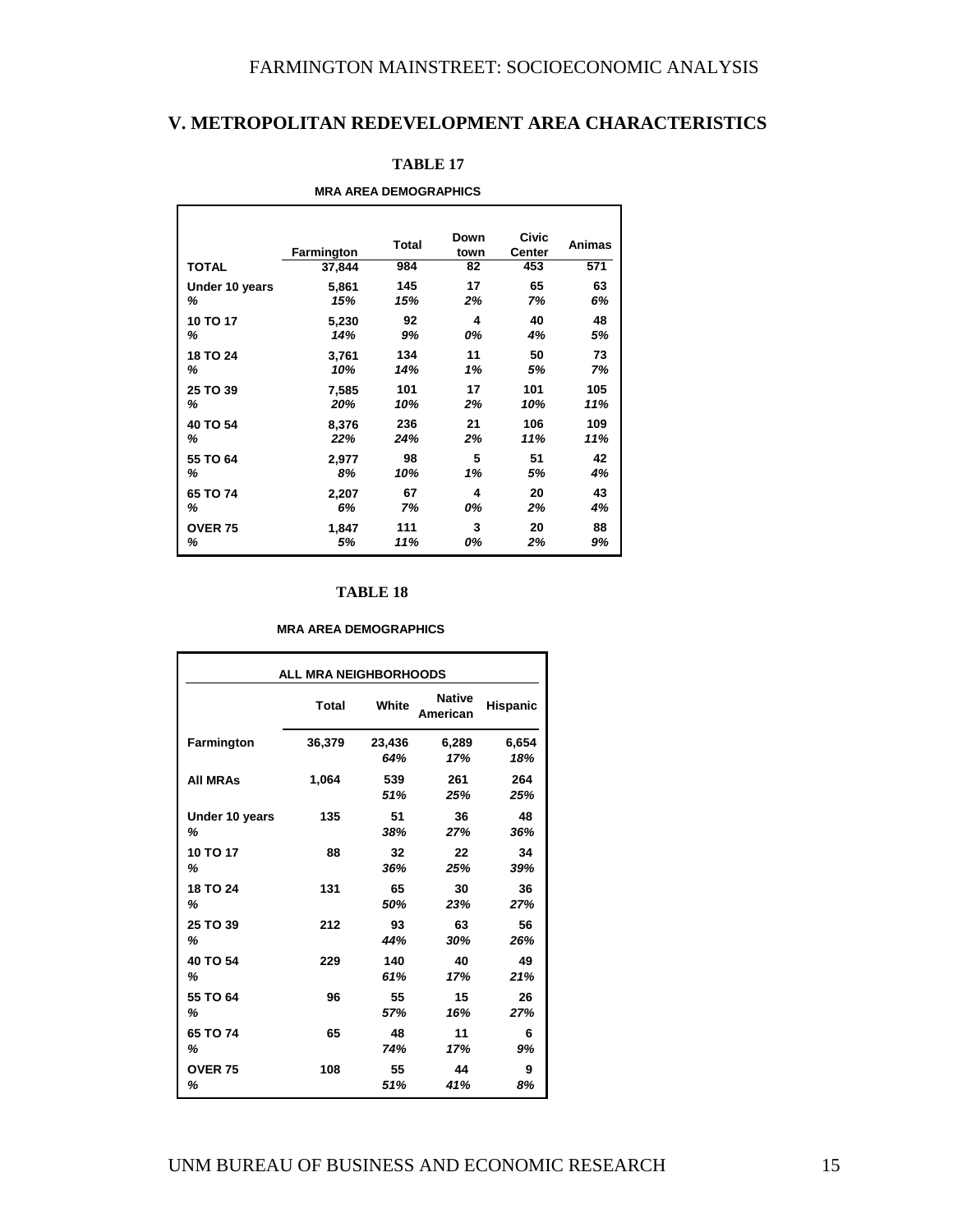## V. METROPOLITAN REDEVELOPMENT AREA CHARACTERISTICS

**TABLE 17**

**MRA AREA DEMOGRAPHICS**

| | Farmington | Total | Down town | Civic Center | Animas |
|---|---|---|---|---|---|
| **TOTAL** | 37,844 | 984 | 82 | 453 | 571 |
| **Under 10 years** | 5,861 | 145 | 17 | 65 | 63 |
| *%* | *15%* | *15%* | *2%* | *7%* | *6%* |
| **10 TO 17** | 5,230 | 92 | 4 | 40 | 48 |
| *%* | *14%* | *9%* | *0%* | *4%* | *5%* |
| **18 TO 24** | 3,761 | 134 | 11 | 50 | 73 |
| *%* | *10%* | *14%* | *1%* | *5%* | *7%* |
| **25 TO 39** | 7,585 | 101 | 17 | 101 | 105 |
| *%* | *20%* | *10%* | *2%* | *10%* | *11%* |
| **40 TO 54** | 8,376 | 236 | 21 | 106 | 109 |
| *%* | *22%* | *24%* | *2%* | *11%* | *11%* |
| **55 TO 64** | 2,977 | 98 | 5 | 51 | 42 |
| *%* | *8%* | *10%* | *1%* | *5%* | *4%* |
| **65 TO 74** | 2,207 | 67 | 4 | 20 | 43 |
| *%* | *6%* | *7%* | *0%* | *2%* | *4%* |
| **OVER 75** | 1,847 | 111 | 3 | 20 | 88 |
| *%* | *5%* | *11%* | *0%* | *2%* | *9%* |

**TABLE 18**

**MRA AREA DEMOGRAPHICS**

| ALL MRA NEIGHBORHOODS | | | | |
|---|---|---|---|---|
| | Total | White | Native American | Hispanic |
| **Farmington** | 36,379 | 23,436 | 6,289 | 6,654 |
| | | *64%* | *17%* | *18%* |
| **All MRAs** | 1,064 | 539 | 261 | 264 |
| | | *51%* | *25%* | *25%* |
| **Under 10 years** | 135 | 51 | 36 | 48 |
| *%* | | *38%* | *27%* | *36%* |
| **10 TO 17** | 88 | 32 | 22 | 34 |
| *%* | | *36%* | *25%* | *39%* |
| **18 TO 24** | 131 | 65 | 30 | 36 |
| *%* | | *50%* | *23%* | *27%* |
| **25 TO 39** | 212 | 93 | 63 | 56 |
| *%* | | *44%* | *30%* | *26%* |
| **40 TO 54** | 229 | 140 | 40 | 49 |
| *%* | | *61%* | *17%* | *21%* |
| **55 TO 64** | 96 | 55 | 15 | 26 |
| *%* | | *57%* | *16%* | *27%* |
| **65 TO 74** | 65 | 48 | 11 | 6 |
| *%* | | *74%* | *17%* | *9%* |
| **OVER 75** | 108 | 55 | 44 | 9 |
| *%* | | *51%* | *41%* | *8%* |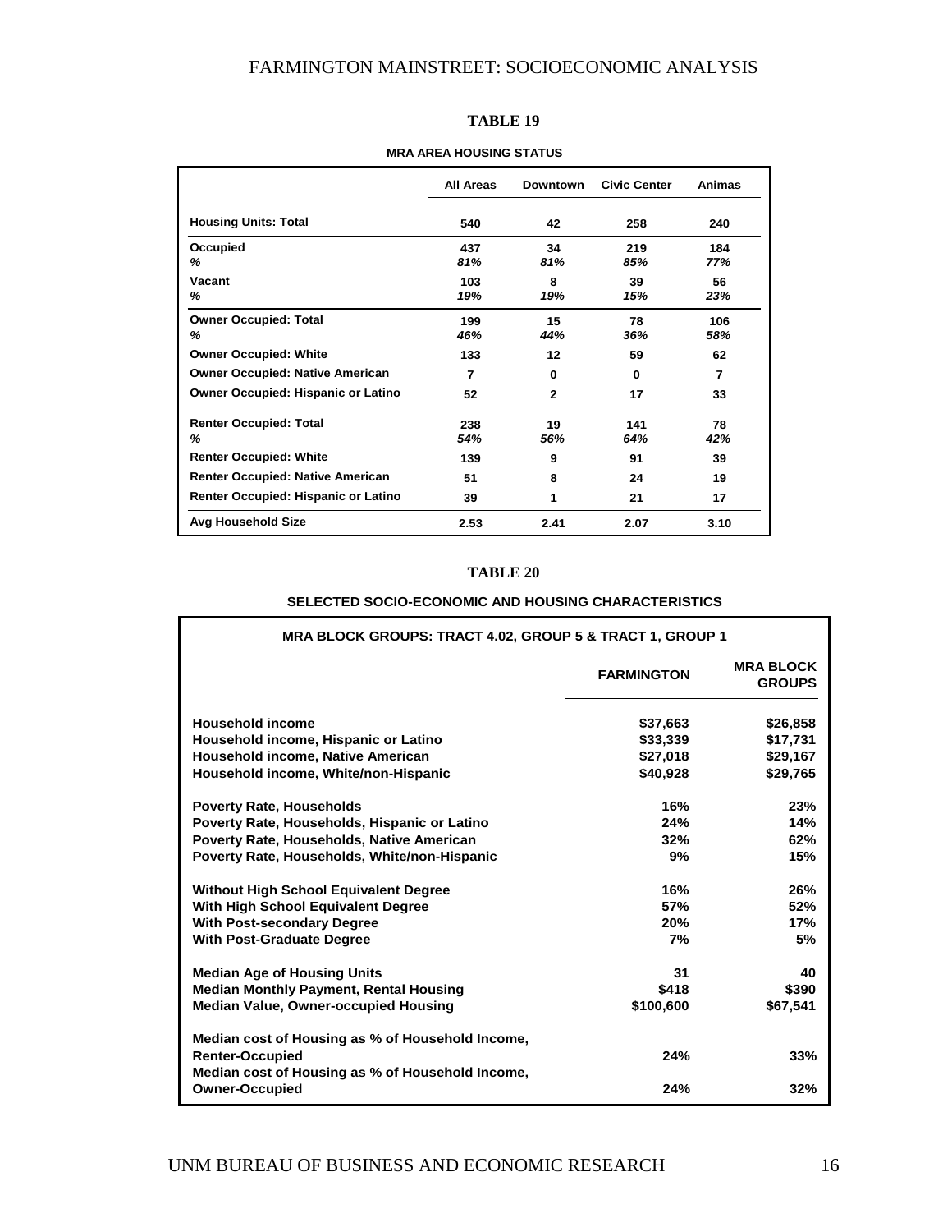## TABLE 19

**MRA AREA HOUSING STATUS**

| | All Areas | Downtown | Civic Center | Animas |
|---|---|---|---|---|
| **Housing Units: Total** | 540 | 42 | 258 | 240 |
| **Occupied** | 437 | 34 | 219 | 184 |
| *%* | *81%* | *81%* | *85%* | *77%* |
| **Vacant** | 103 | 8 | 39 | 56 |
| *%* | *19%* | *19%* | *15%* | *23%* |
| **Owner Occupied: Total** | 199 | 15 | 78 | 106 |
| *%* | *46%* | *44%* | *36%* | *58%* |
| **Owner Occupied: White** | 133 | 12 | 59 | 62 |
| **Owner Occupied: Native American** | 7 | 0 | 0 | 7 |
| **Owner Occupied: Hispanic or Latino** | 52 | 2 | 17 | 33 |
| **Renter Occupied: Total** | 238 | 19 | 141 | 78 |
| *%* | *54%* | *56%* | *64%* | *42%* |
| **Renter Occupied: White** | 139 | 9 | 91 | 39 |
| **Renter Occupied: Native American** | 51 | 8 | 24 | 19 |
| **Renter Occupied: Hispanic or Latino** | 39 | 1 | 21 | 17 |
| **Avg Household Size** | 2.53 | 2.41 | 2.07 | 3.10 |

## TABLE 20

**SELECTED SOCIO-ECONOMIC AND HOUSING CHARACTERISTICS**

**MRA BLOCK GROUPS: TRACT 4.02, GROUP 5 & TRACT 1, GROUP 1**

| | FARMINGTON | MRA BLOCK GROUPS |
|---|---|---|
| **Household income** | $37,663 | $26,858 |
| **Household income, Hispanic or Latino** | $33,339 | $17,731 |
| **Household income, Native American** | $27,018 | $29,167 |
| **Household income, White/non-Hispanic** | $40,928 | $29,765 |
| **Poverty Rate, Households** | 16% | 23% |
| **Poverty Rate, Households, Hispanic or Latino** | 24% | 14% |
| **Poverty Rate, Households, Native American** | 32% | 62% |
| **Poverty Rate, Households, White/non-Hispanic** | 9% | 15% |
| **Without High School Equivalent Degree** | 16% | 26% |
| **With High School Equivalent Degree** | 57% | 52% |
| **With Post-secondary Degree** | 20% | 17% |
| **With Post-Graduate Degree** | 7% | 5% |
| **Median Age of Housing Units** | 31 | 40 |
| **Median Monthly Payment, Rental Housing** | $418 | $390 |
| **Median Value, Owner-occupied Housing** | $100,600 | $67,541 |
| **Median cost of Housing as % of Household Income, Renter-Occupied** | 24% | 33% |
| **Median cost of Housing as % of Household Income, Owner-Occupied** | 24% | 32% |